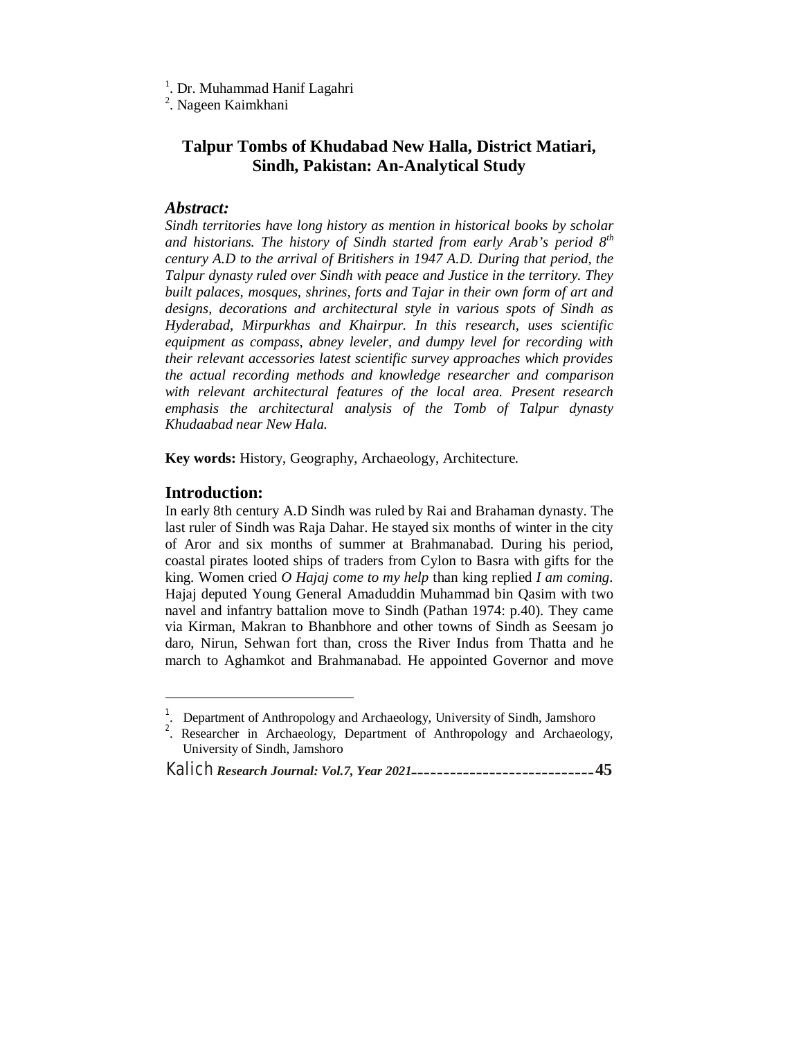[1]. Dr. Muhammad Hanif Lagahri
[2]. Nageen Kaimkhani

# Talpur Tombs of Khudabad New Halla, District Matiari, Sindh, Pakistan: An-Analytical Study

## *Abstract:*

*Sindh territories have long history as mention in historical books by scholar and historians. The history of Sindh started from early Arab's period 8th century A.D to the arrival of Britishers in 1947 A.D. During that period, the Talpur dynasty ruled over Sindh with peace and Justice in the territory. They built palaces, mosques, shrines, forts and Tajar in their own form of art and designs, decorations and architectural style in various spots of Sindh as Hyderabad, Mirpurkhas and Khairpur. In this research, uses scientific equipment as compass, abney leveler, and dumpy level for recording with their relevant accessories latest scientific survey approaches which provides the actual recording methods and knowledge researcher and comparison with relevant architectural features of the local area. Present research emphasis the architectural analysis of the Tomb of Talpur dynasty Khudaabad near New Hala.*

**Key words:** History, Geography, Archaeology, Architecture.

## Introduction:

In early 8th century A.D Sindh was ruled by Rai and Brahaman dynasty. The last ruler of Sindh was Raja Dahar. He stayed six months of winter in the city of Aror and six months of summer at Brahmanabad. During his period, coastal pirates looted ships of traders from Cylon to Basra with gifts for the king. Women cried *O Hajaj come to my help* than king replied *I am coming*. Hajaj deputed Young General Amaduddin Muhammad bin Qasim with two navel and infantry battalion move to Sindh (Pathan 1974: p.40). They came via Kirman, Makran to Bhanbhore and other towns of Sindh as Seesam jo daro, Nirun, Sehwan fort than, cross the River Indus from Thatta and he march to Aghamkot and Brahmanabad. He appointed Governor and move

---

[1]. Department of Anthropology and Archaeology, University of Sindh, Jamshoro
[2]. Researcher in Archaeology, Department of Anthropology and Archaeology, University of Sindh, Jamshoro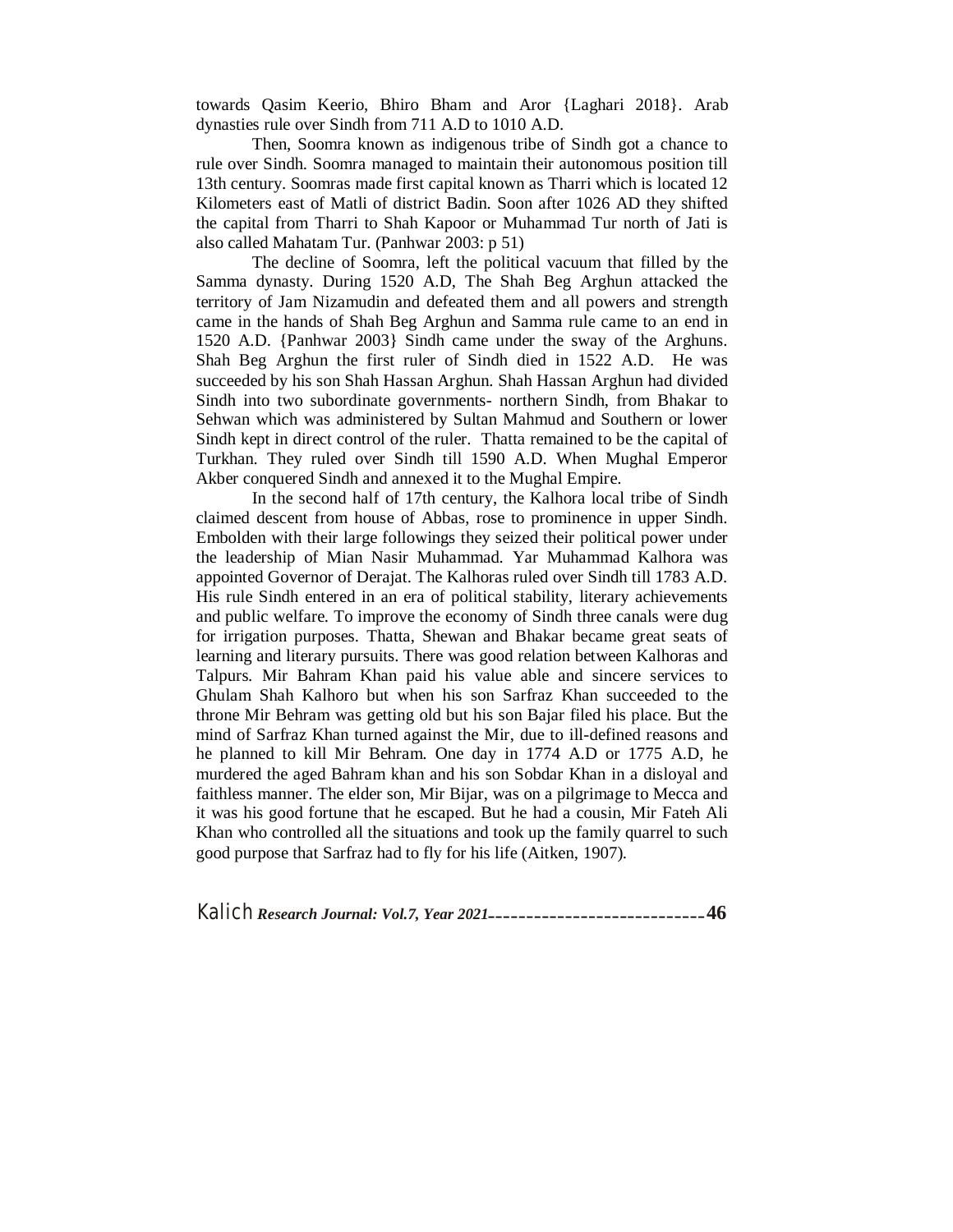towards Qasim Keerio, Bhiro Bham and Aror {Laghari 2018}. Arab dynasties rule over Sindh from 711 A.D to 1010 A.D.

Then, Soomra known as indigenous tribe of Sindh got a chance to rule over Sindh. Soomra managed to maintain their autonomous position till 13th century. Soomras made first capital known as Tharri which is located 12 Kilometers east of Matli of district Badin. Soon after 1026 AD they shifted the capital from Tharri to Shah Kapoor or Muhammad Tur north of Jati is also called Mahatam Tur. (Panhwar 2003: p 51)

The decline of Soomra, left the political vacuum that filled by the Samma dynasty. During 1520 A.D, The Shah Beg Arghun attacked the territory of Jam Nizamudin and defeated them and all powers and strength came in the hands of Shah Beg Arghun and Samma rule came to an end in 1520 A.D. {Panhwar 2003} Sindh came under the sway of the Arghuns. Shah Beg Arghun the first ruler of Sindh died in 1522 A.D. He was succeeded by his son Shah Hassan Arghun. Shah Hassan Arghun had divided Sindh into two subordinate governments- northern Sindh, from Bhakar to Sehwan which was administered by Sultan Mahmud and Southern or lower Sindh kept in direct control of the ruler. Thatta remained to be the capital of Turkhan. They ruled over Sindh till 1590 A.D. When Mughal Emperor Akber conquered Sindh and annexed it to the Mughal Empire.

In the second half of 17th century, the Kalhora local tribe of Sindh claimed descent from house of Abbas, rose to prominence in upper Sindh. Embolden with their large followings they seized their political power under the leadership of Mian Nasir Muhammad. Yar Muhammad Kalhora was appointed Governor of Derajat. The Kalhoras ruled over Sindh till 1783 A.D. His rule Sindh entered in an era of political stability, literary achievements and public welfare. To improve the economy of Sindh three canals were dug for irrigation purposes. Thatta, Shewan and Bhakar became great seats of learning and literary pursuits. There was good relation between Kalhoras and Talpurs. Mir Bahram Khan paid his value able and sincere services to Ghulam Shah Kalhoro but when his son Sarfraz Khan succeeded to the throne Mir Behram was getting old but his son Bajar filed his place. But the mind of Sarfraz Khan turned against the Mir, due to ill-defined reasons and he planned to kill Mir Behram. One day in 1774 A.D or 1775 A.D, he murdered the aged Bahram khan and his son Sobdar Khan in a disloyal and faithless manner. The elder son, Mir Bijar, was on a pilgrimage to Mecca and it was his good fortune that he escaped. But he had a cousin, Mir Fateh Ali Khan who controlled all the situations and took up the family quarrel to such good purpose that Sarfraz had to fly for his life (Aitken, 1907).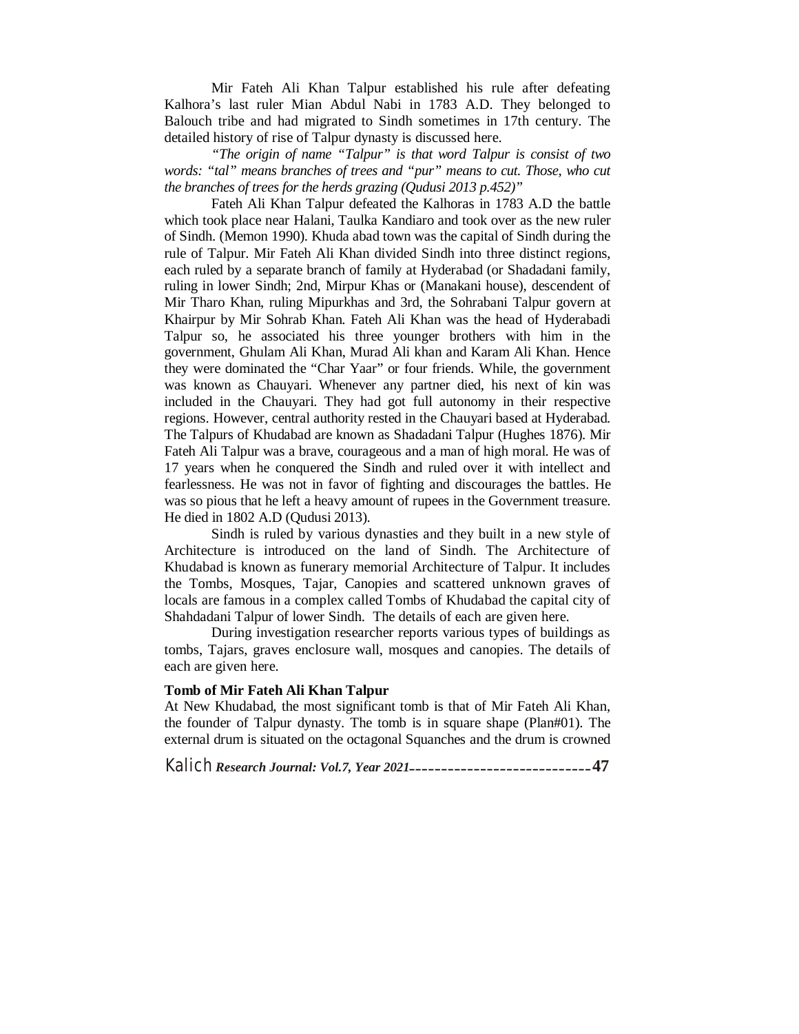Mir Fateh Ali Khan Talpur established his rule after defeating Kalhora's last ruler Mian Abdul Nabi in 1783 A.D. They belonged to Balouch tribe and had migrated to Sindh sometimes in 17th century. The detailed history of rise of Talpur dynasty is discussed here.

*"The origin of name "Talpur" is that word Talpur is consist of two words: "tal" means branches of trees and "pur" means to cut. Those, who cut the branches of trees for the herds grazing (Qudusi 2013 p.452)"*

Fateh Ali Khan Talpur defeated the Kalhoras in 1783 A.D the battle which took place near Halani, Taulka Kandiaro and took over as the new ruler of Sindh. (Memon 1990). Khuda abad town was the capital of Sindh during the rule of Talpur. Mir Fateh Ali Khan divided Sindh into three distinct regions, each ruled by a separate branch of family at Hyderabad (or Shadadani family, ruling in lower Sindh; 2nd, Mirpur Khas or (Manakani house), descendent of Mir Tharo Khan, ruling Mipurkhas and 3rd, the Sohrabani Talpur govern at Khairpur by Mir Sohrab Khan. Fateh Ali Khan was the head of Hyderabadi Talpur so, he associated his three younger brothers with him in the government, Ghulam Ali Khan, Murad Ali khan and Karam Ali Khan. Hence they were dominated the "Char Yaar" or four friends. While, the government was known as Chauyari. Whenever any partner died, his next of kin was included in the Chauyari. They had got full autonomy in their respective regions. However, central authority rested in the Chauyari based at Hyderabad. The Talpurs of Khudabad are known as Shadadani Talpur (Hughes 1876). Mir Fateh Ali Talpur was a brave, courageous and a man of high moral. He was of 17 years when he conquered the Sindh and ruled over it with intellect and fearlessness. He was not in favor of fighting and discourages the battles. He was so pious that he left a heavy amount of rupees in the Government treasure. He died in 1802 A.D (Qudusi 2013).

Sindh is ruled by various dynasties and they built in a new style of Architecture is introduced on the land of Sindh. The Architecture of Khudabad is known as funerary memorial Architecture of Talpur. It includes the Tombs, Mosques, Tajar, Canopies and scattered unknown graves of locals are famous in a complex called Tombs of Khudabad the capital city of Shahdadani Talpur of lower Sindh. The details of each are given here.

During investigation researcher reports various types of buildings as tombs, Tajars, graves enclosure wall, mosques and canopies. The details of each are given here.

**Tomb of Mir Fateh Ali Khan Talpur**

At New Khudabad, the most significant tomb is that of Mir Fateh Ali Khan, the founder of Talpur dynasty. The tomb is in square shape (Plan#01). The external drum is situated on the octagonal Squanches and the drum is crowned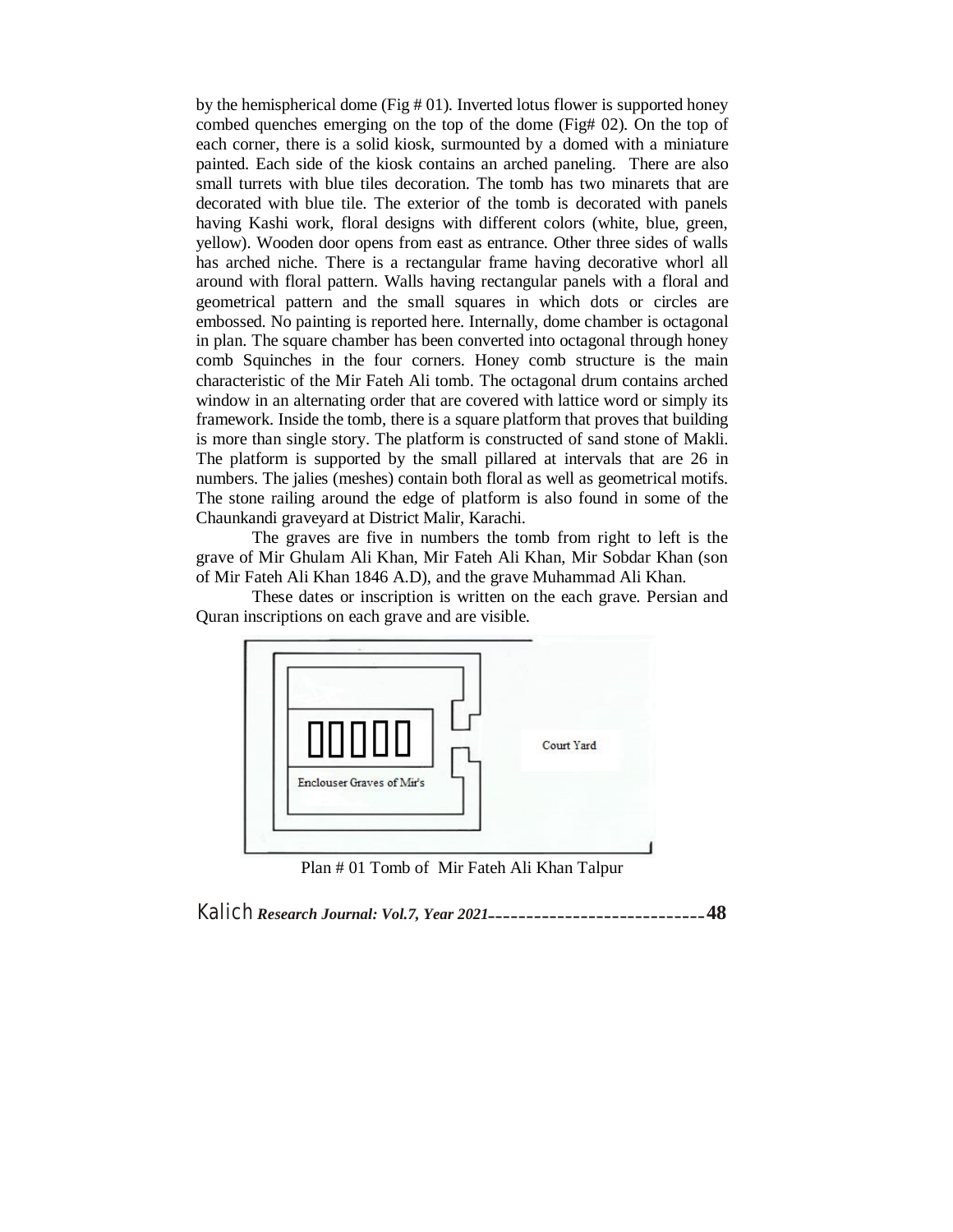by the hemispherical dome (Fig # 01). Inverted lotus flower is supported honey combed quenches emerging on the top of the dome (Fig# 02). On the top of each corner, there is a solid kiosk, surmounted by a domed with a miniature painted. Each side of the kiosk contains an arched paneling. There are also small turrets with blue tiles decoration. The tomb has two minarets that are decorated with blue tile. The exterior of the tomb is decorated with panels having Kashi work, floral designs with different colors (white, blue, green, yellow). Wooden door opens from east as entrance. Other three sides of walls has arched niche. There is a rectangular frame having decorative whorl all around with floral pattern. Walls having rectangular panels with a floral and geometrical pattern and the small squares in which dots or circles are embossed. No painting is reported here. Internally, dome chamber is octagonal in plan. The square chamber has been converted into octagonal through honey comb Squinches in the four corners. Honey comb structure is the main characteristic of the Mir Fateh Ali tomb. The octagonal drum contains arched window in an alternating order that are covered with lattice word or simply its framework. Inside the tomb, there is a square platform that proves that building is more than single story. The platform is constructed of sand stone of Makli. The platform is supported by the small pillared at intervals that are 26 in numbers. The jalies (meshes) contain both floral as well as geometrical motifs. The stone railing around the edge of platform is also found in some of the Chaunkandi graveyard at District Malir, Karachi.

The graves are five in numbers the tomb from right to left is the grave of Mir Ghulam Ali Khan, Mir Fateh Ali Khan, Mir Sobdar Khan (son of Mir Fateh Ali Khan 1846 A.D), and the grave Muhammad Ali Khan.

These dates or inscription is written on the each grave. Persian and Quran inscriptions on each grave and are visible.

Enclouser Graves of Mir's

Court Yard

Plan # 01 Tomb of Mir Fateh Ali Khan Talpur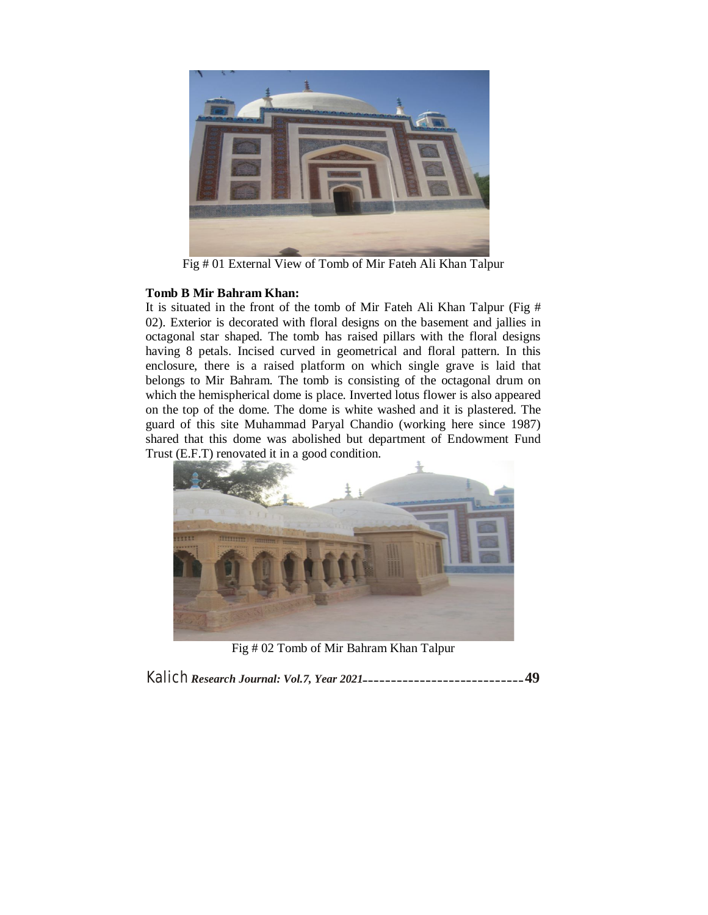Fig # 01 External View of Tomb of Mir Fateh Ali Khan Talpur

**Tomb B Mir Bahram Khan:**

It is situated in the front of the tomb of Mir Fateh Ali Khan Talpur (Fig # 02). Exterior is decorated with floral designs on the basement and jallies in octagonal star shaped. The tomb has raised pillars with the floral designs having 8 petals. Incised curved in geometrical and floral pattern. In this enclosure, there is a raised platform on which single grave is laid that belongs to Mir Bahram. The tomb is consisting of the octagonal drum on which the hemispherical dome is place. Inverted lotus flower is also appeared on the top of the dome. The dome is white washed and it is plastered. The guard of this site Muhammad Paryal Chandio (working here since 1987) shared that this dome was abolished but department of Endowment Fund Trust (E.F.T) renovated it in a good condition.

Fig # 02 Tomb of Mir Bahram Khan Talpur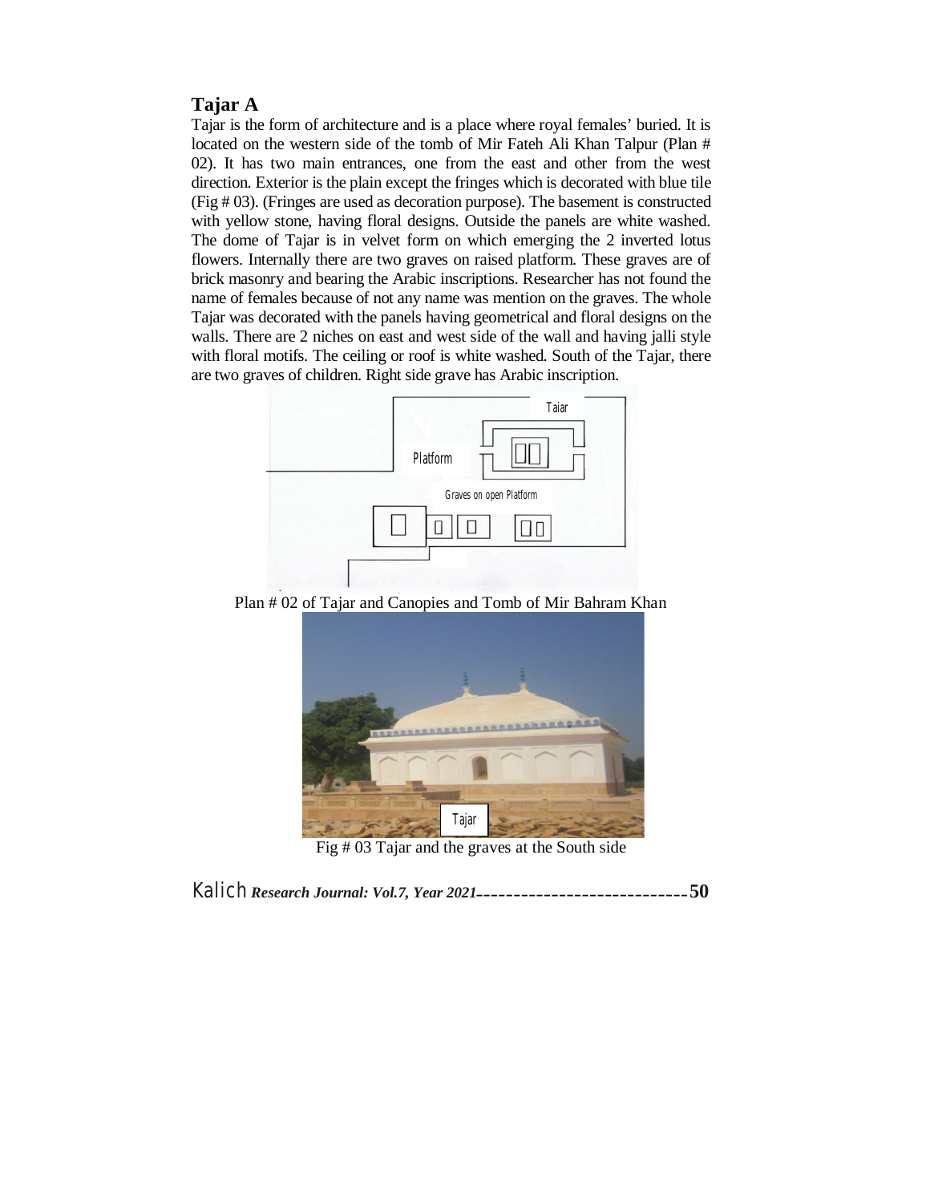## Tajar A

Tajar is the form of architecture and is a place where royal females' buried. It is located on the western side of the tomb of Mir Fateh Ali Khan Talpur (Plan # 02). It has two main entrances, one from the east and other from the west direction. Exterior is the plain except the fringes which is decorated with blue tile (Fig # 03). (Fringes are used as decoration purpose). The basement is constructed with yellow stone, having floral designs. Outside the panels are white washed. The dome of Tajar is in velvet form on which emerging the 2 inverted lotus flowers. Internally there are two graves on raised platform. These graves are of brick masonry and bearing the Arabic inscriptions. Researcher has not found the name of females because of not any name was mention on the graves. The whole Tajar was decorated with the panels having geometrical and floral designs on the walls. There are 2 niches on east and west side of the wall and having jalli style with floral motifs. The ceiling or roof is white washed. South of the Tajar, there are two graves of children. Right side grave has Arabic inscription.

Plan # 02 of Tajar and Canopies and Tomb of Mir Bahram Khan

Fig # 03 Tajar and the graves at the South side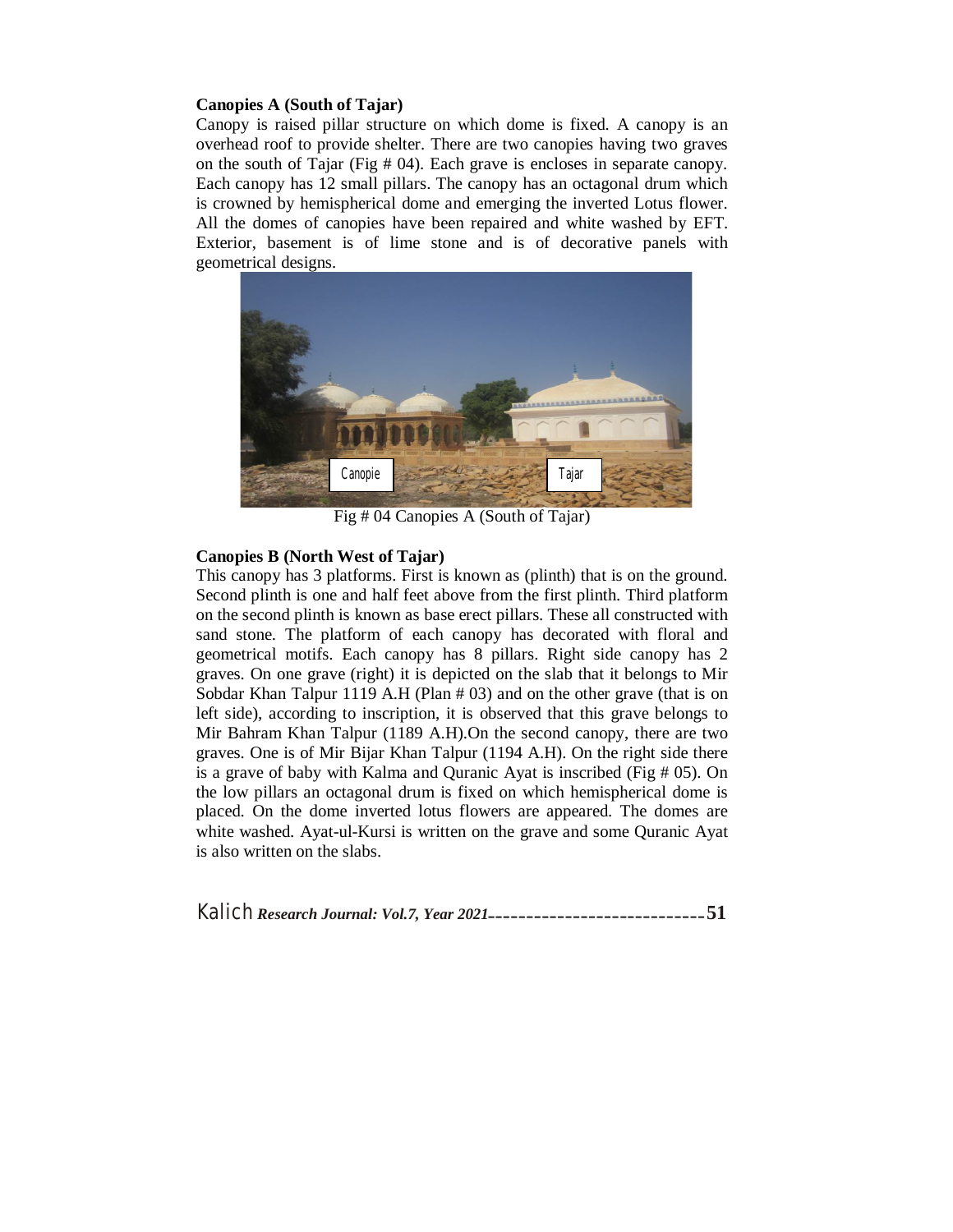**Canopies A (South of Tajar)**

Canopy is raised pillar structure on which dome is fixed. A canopy is an overhead roof to provide shelter. There are two canopies having two graves on the south of Tajar (Fig # 04). Each grave is encloses in separate canopy. Each canopy has 12 small pillars. The canopy has an octagonal drum which is crowned by hemispherical dome and emerging the inverted Lotus flower. All the domes of canopies have been repaired and white washed by EFT. Exterior, basement is of lime stone and is of decorative panels with geometrical designs.

Fig # 04 Canopies A (South of Tajar)

**Canopies B (North West of Tajar)**

This canopy has 3 platforms. First is known as (plinth) that is on the ground. Second plinth is one and half feet above from the first plinth. Third platform on the second plinth is known as base erect pillars. These all constructed with sand stone. The platform of each canopy has decorated with floral and geometrical motifs. Each canopy has 8 pillars. Right side canopy has 2 graves. On one grave (right) it is depicted on the slab that it belongs to Mir Sobdar Khan Talpur 1119 A.H (Plan # 03) and on the other grave (that is on left side), according to inscription, it is observed that this grave belongs to Mir Bahram Khan Talpur (1189 A.H).On the second canopy, there are two graves. One is of Mir Bijar Khan Talpur (1194 A.H). On the right side there is a grave of baby with Kalma and Quranic Ayat is inscribed (Fig # 05). On the low pillars an octagonal drum is fixed on which hemispherical dome is placed. On the dome inverted lotus flowers are appeared. The domes are white washed. Ayat-ul-Kursi is written on the grave and some Quranic Ayat is also written on the slabs.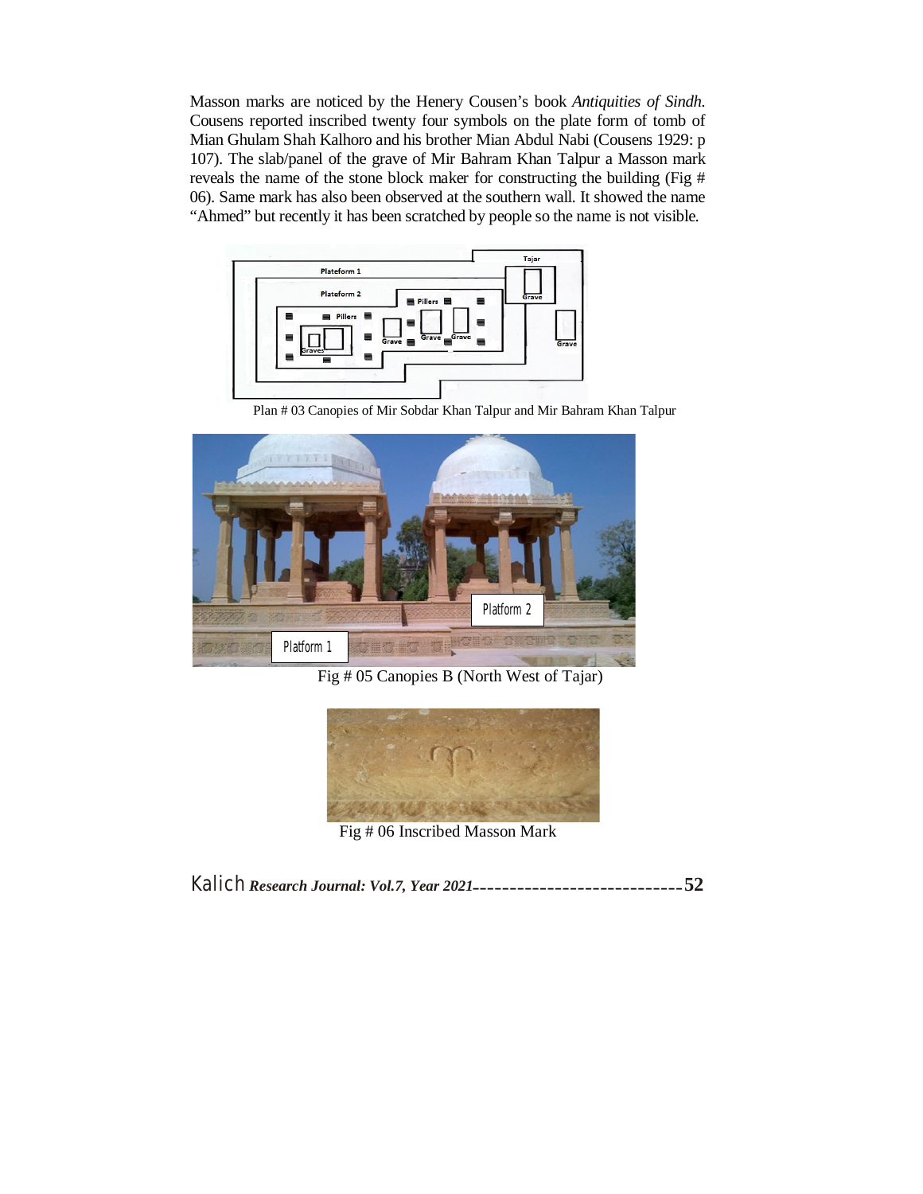Masson marks are noticed by the Henery Cousen's book *Antiquities of Sindh*. Cousens reported inscribed twenty four symbols on the plate form of tomb of Mian Ghulam Shah Kalhoro and his brother Mian Abdul Nabi (Cousens 1929: p 107). The slab/panel of the grave of Mir Bahram Khan Talpur a Masson mark reveals the name of the stone block maker for constructing the building (Fig # 06). Same mark has also been observed at the southern wall. It showed the name "Ahmed" but recently it has been scratched by people so the name is not visible.

Plan # 03 Canopies of Mir Sobdar Khan Talpur and Mir Bahram Khan Talpur

Fig # 05 Canopies B (North West of Tajar)

Fig # 06 Inscribed Masson Mark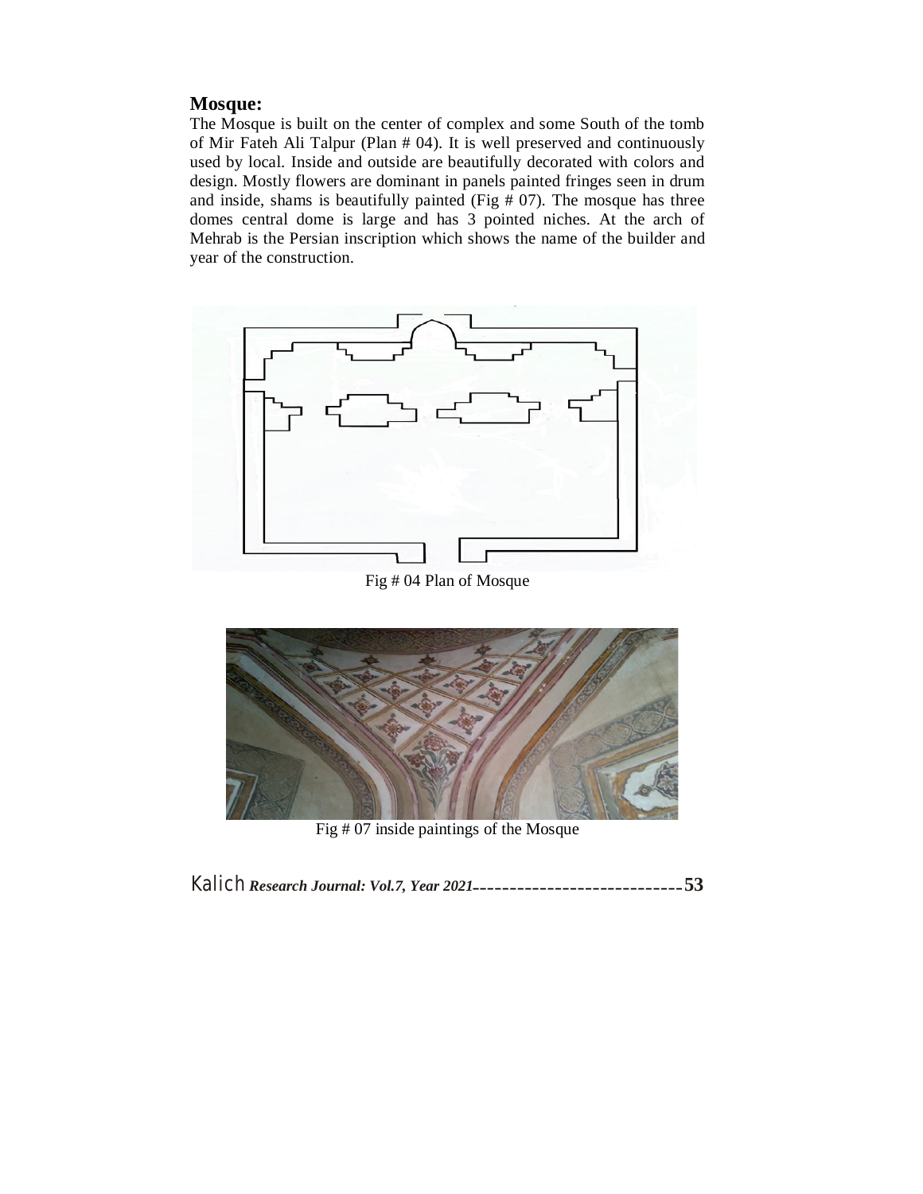## Mosque:

The Mosque is built on the center of complex and some South of the tomb of Mir Fateh Ali Talpur (Plan # 04). It is well preserved and continuously used by local. Inside and outside are beautifully decorated with colors and design. Mostly flowers are dominant in panels painted fringes seen in drum and inside, shams is beautifully painted (Fig # 07). The mosque has three domes central dome is large and has 3 pointed niches. At the arch of Mehrab is the Persian inscription which shows the name of the builder and year of the construction.

Fig # 04 Plan of Mosque

Fig # 07 inside paintings of the Mosque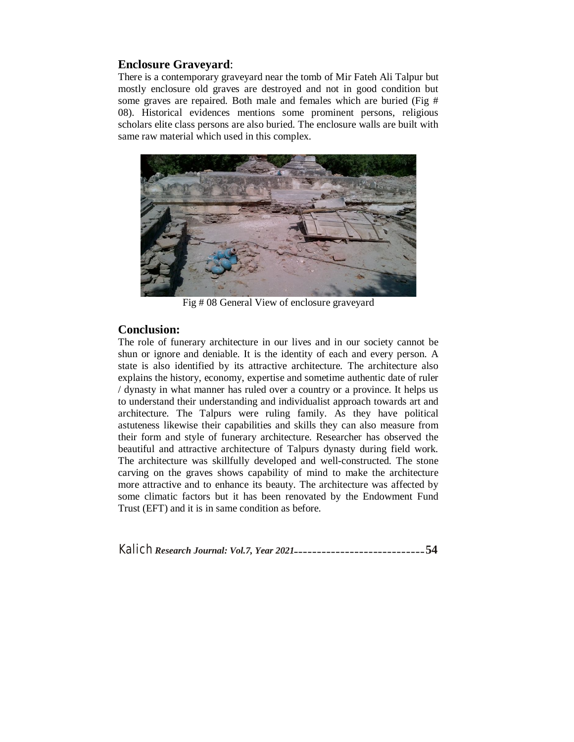## **Enclosure Graveyard**:

There is a contemporary graveyard near the tomb of Mir Fateh Ali Talpur but mostly enclosure old graves are destroyed and not in good condition but some graves are repaired. Both male and females which are buried (Fig # 08). Historical evidences mentions some prominent persons, religious scholars elite class persons are also buried. The enclosure walls are built with same raw material which used in this complex.

Fig # 08 General View of enclosure graveyard

## **Conclusion:**

The role of funerary architecture in our lives and in our society cannot be shun or ignore and deniable. It is the identity of each and every person. A state is also identified by its attractive architecture. The architecture also explains the history, economy, expertise and sometime authentic date of ruler / dynasty in what manner has ruled over a country or a province. It helps us to understand their understanding and individualist approach towards art and architecture. The Talpurs were ruling family. As they have political astuteness likewise their capabilities and skills they can also measure from their form and style of funerary architecture. Researcher has observed the beautiful and attractive architecture of Talpurs dynasty during field work. The architecture was skillfully developed and well-constructed. The stone carving on the graves shows capability of mind to make the architecture more attractive and to enhance its beauty. The architecture was affected by some climatic factors but it has been renovated by the Endowment Fund Trust (EFT) and it is in same condition as before.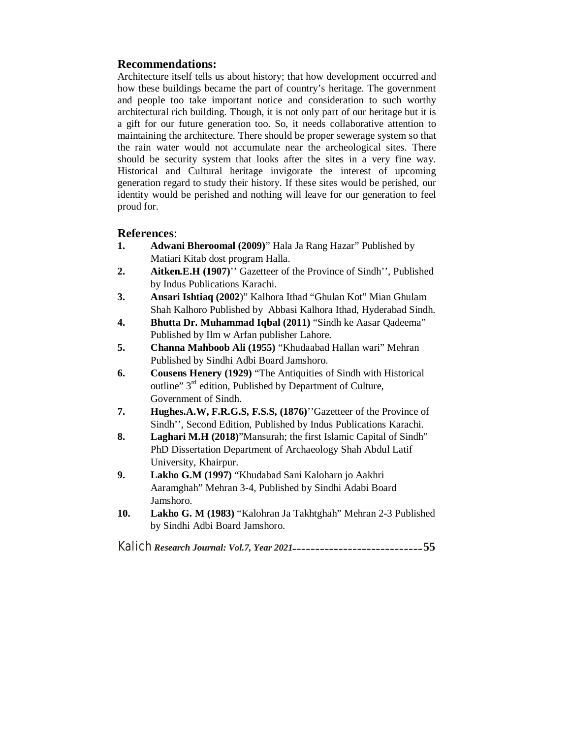## Recommendations:

Architecture itself tells us about history; that how development occurred and how these buildings became the part of country's heritage. The government and people too take important notice and consideration to such worthy architectural rich building. Though, it is not only part of our heritage but it is a gift for our future generation too. So, it needs collaborative attention to maintaining the architecture. There should be proper sewerage system so that the rain water would not accumulate near the archeological sites. There should be security system that looks after the sites in a very fine way. Historical and Cultural heritage invigorate the interest of upcoming generation regard to study their history. If these sites would be perished, our identity would be perished and nothing will leave for our generation to feel proud for.

## References:

1. **Adwani Bheroomal (2009)**" Hala Ja Rang Hazar" Published by Matiari Kitab dost program Halla.
2. **Aitken.E.H (1907)**'' Gazetteer of the Province of Sindh'', Published by Indus Publications Karachi.
3. **Ansari Ishtiaq (2002**)" Kalhora Ithad "Ghulan Kot" Mian Ghulam Shah Kalhoro Published by Abbasi Kalhora Ithad, Hyderabad Sindh.
4. **Bhutta Dr. Muhammad Iqbal (2011)** "Sindh ke Aasar Qadeema" Published by Ilm w Arfan publisher Lahore.
5. **Channa Mahboob Ali (1955)** "Khudaabad Hallan wari" Mehran Published by Sindhi Adbi Board Jamshoro.
6. **Cousens Henery (1929)** "The Antiquities of Sindh with Historical outline" 3rd edition, Published by Department of Culture, Government of Sindh.
7. **Hughes.A.W, F.R.G.S, F.S.S, (1876)**''Gazetteer of the Province of Sindh'', Second Edition, Published by Indus Publications Karachi.
8. **Laghari M.H (2018)**"Mansurah; the first Islamic Capital of Sindh" PhD Dissertation Department of Archaeology Shah Abdul Latif University, Khairpur.
9. **Lakho G.M (1997)** "Khudabad Sani Kaloharn jo Aakhri Aaramghah" Mehran 3-4, Published by Sindhi Adabi Board Jamshoro.
10. **Lakho G. M (1983)** "Kalohran Ja Takhtghah" Mehran 2-3 Published by Sindhi Adbi Board Jamshoro.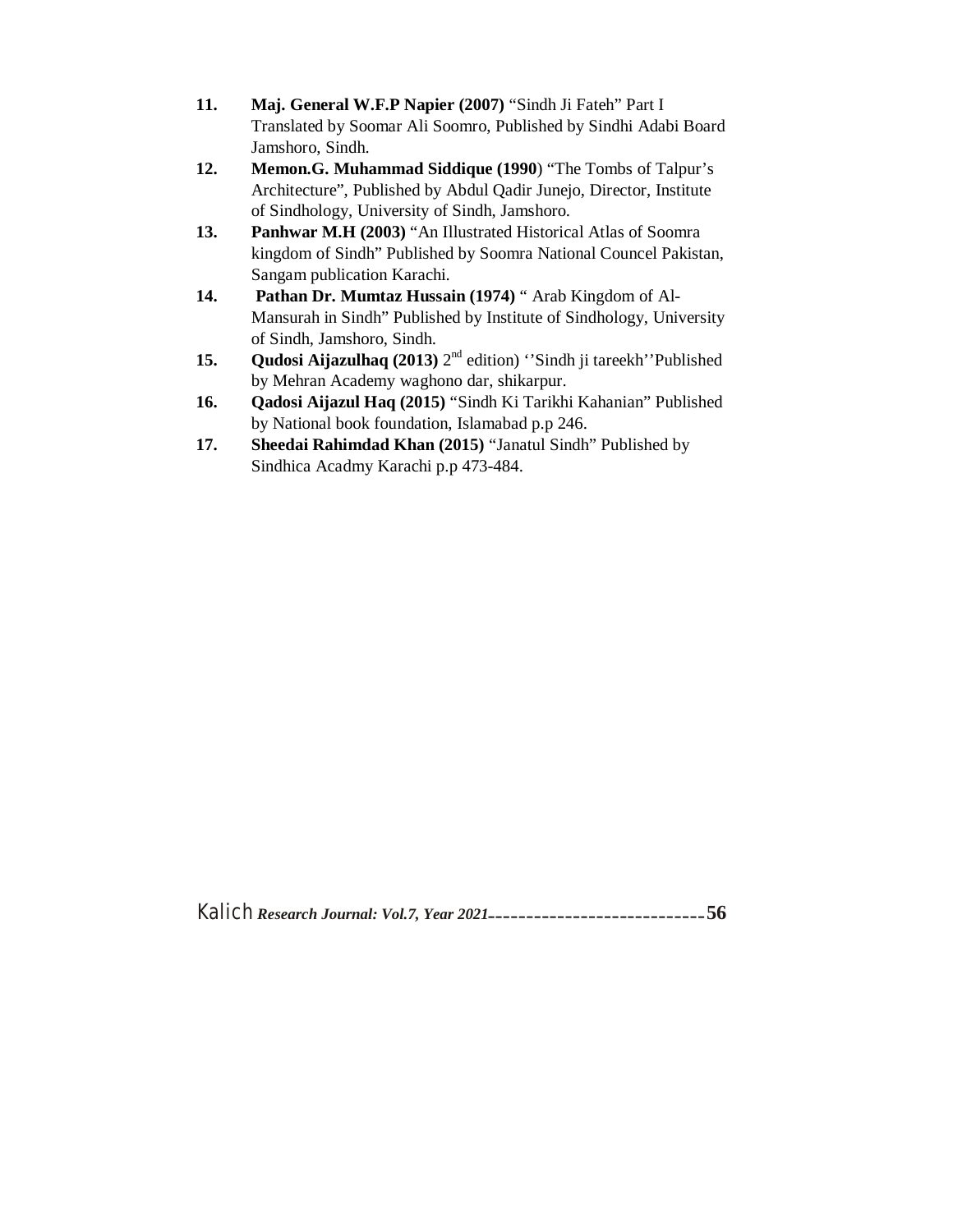11. **Maj. General W.F.P Napier (2007)** "Sindh Ji Fateh" Part I Translated by Soomar Ali Soomro, Published by Sindhi Adabi Board Jamshoro, Sindh.
12. **Memon.G. Muhammad Siddique (1990**) "The Tombs of Talpur's Architecture", Published by Abdul Qadir Junejo, Director, Institute of Sindhology, University of Sindh, Jamshoro.
13. **Panhwar M.H (2003)** "An Illustrated Historical Atlas of Soomra kingdom of Sindh" Published by Soomra National Councel Pakistan, Sangam publication Karachi.
14. **Pathan Dr. Mumtaz Hussain (1974)** " Arab Kingdom of Al-Mansurah in Sindh" Published by Institute of Sindhology, University of Sindh, Jamshoro, Sindh.
15. **Qudosi Aijazulhaq (2013)** 2nd edition) ''Sindh ji tareekh''Published by Mehran Academy waghono dar, shikarpur.
16. **Qadosi Aijazul Haq (2015)** "Sindh Ki Tarikhi Kahanian" Published by National book foundation, Islamabad p.p 246.
17. **Sheedai Rahimdad Khan (2015)** "Janatul Sindh" Published by Sindhica Acadmy Karachi p.p 473-484.